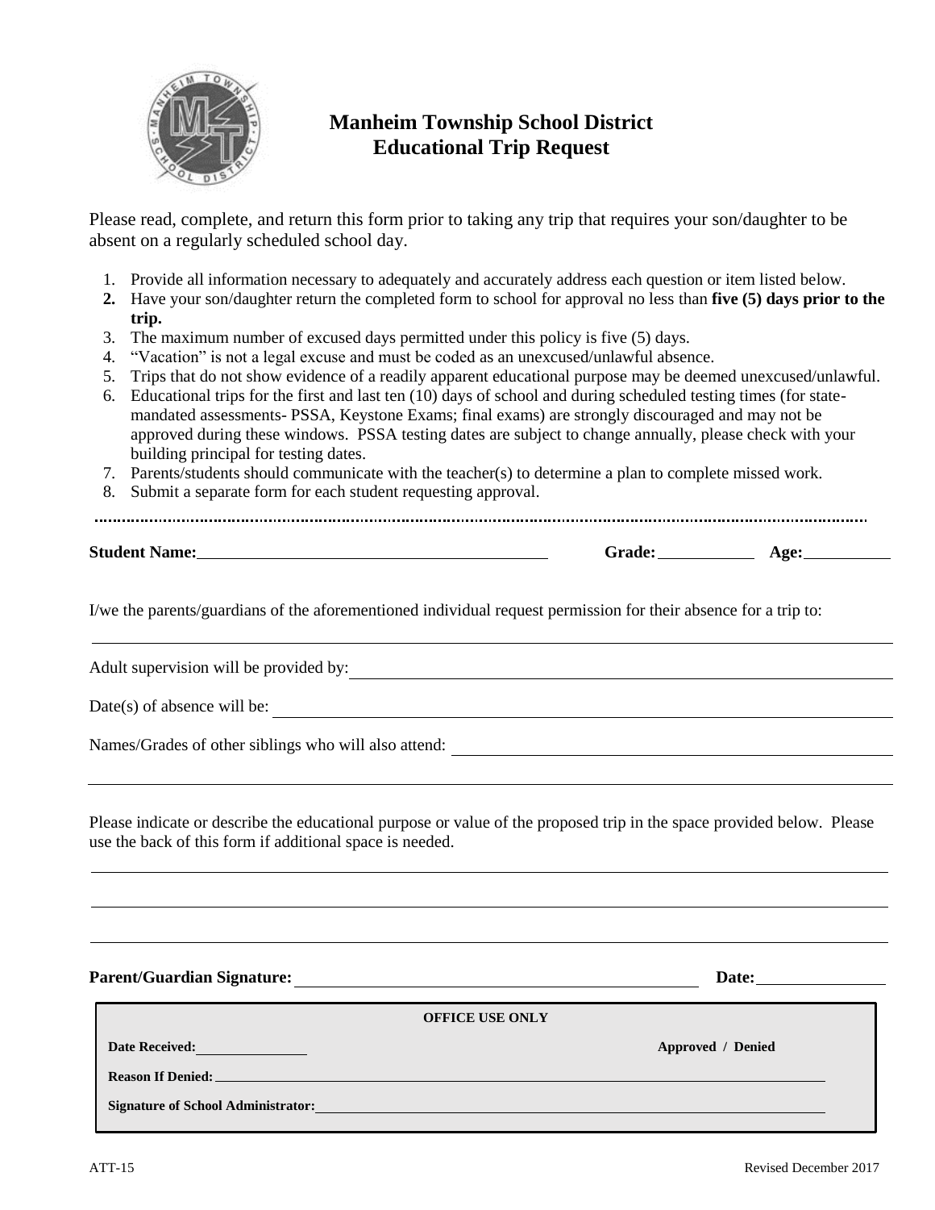# Manheim Township School District
## Educational Trip Request

Please read, complete, and return this form prior to taking any trip that requires your son/daughter to be absent on a regularly scheduled school day.

1. Provide all information necessary to adequately and accurately address each question or item listed below.
2. Have your son/daughter return the completed form to school for approval no less than **five (5) days prior to the trip.**
3. The maximum number of excused days permitted under this policy is five (5) days.
4. "Vacation" is not a legal excuse and must be coded as an unexcused/unlawful absence.
5. Trips that do not show evidence of a readily apparent educational purpose may be deemed unexcused/unlawful.
6. Educational trips for the first and last ten (10) days of school and during scheduled testing times (for state-mandated assessments- PSSA, Keystone Exams; final exams) are strongly discouraged and may not be approved during these windows. PSSA testing dates are subject to change annually, please check with your building principal for testing dates.
7. Parents/students should communicate with the teacher(s) to determine a plan to complete missed work.
8. Submit a separate form for each student requesting approval.

---

**Student Name:** ____________________ **Grade:** ________ **Age:** ________

I/we the parents/guardians of the aforementioned individual request permission for their absence for a trip to:

______________________________________________________________________

Adult supervision will be provided by: ____________________________________

Date(s) of absence will be: ____________________________________________

Names/Grades of other siblings who will also attend: ______________________

______________________________________________________________________

Please indicate or describe the educational purpose or value of the proposed trip in the space provided below. Please use the back of this form if additional space is needed.

______________________________________________________________________

______________________________________________________________________

______________________________________________________________________

**Parent/Guardian Signature:** ______________________________ **Date:** ____________

---

**OFFICE USE ONLY**

**Date Received:** ____________ **Approved / Denied**

**Reason If Denied:** ____________________________________________

**Signature of School Administrator:** ______________________________

---

ATT-15 Revised December 2017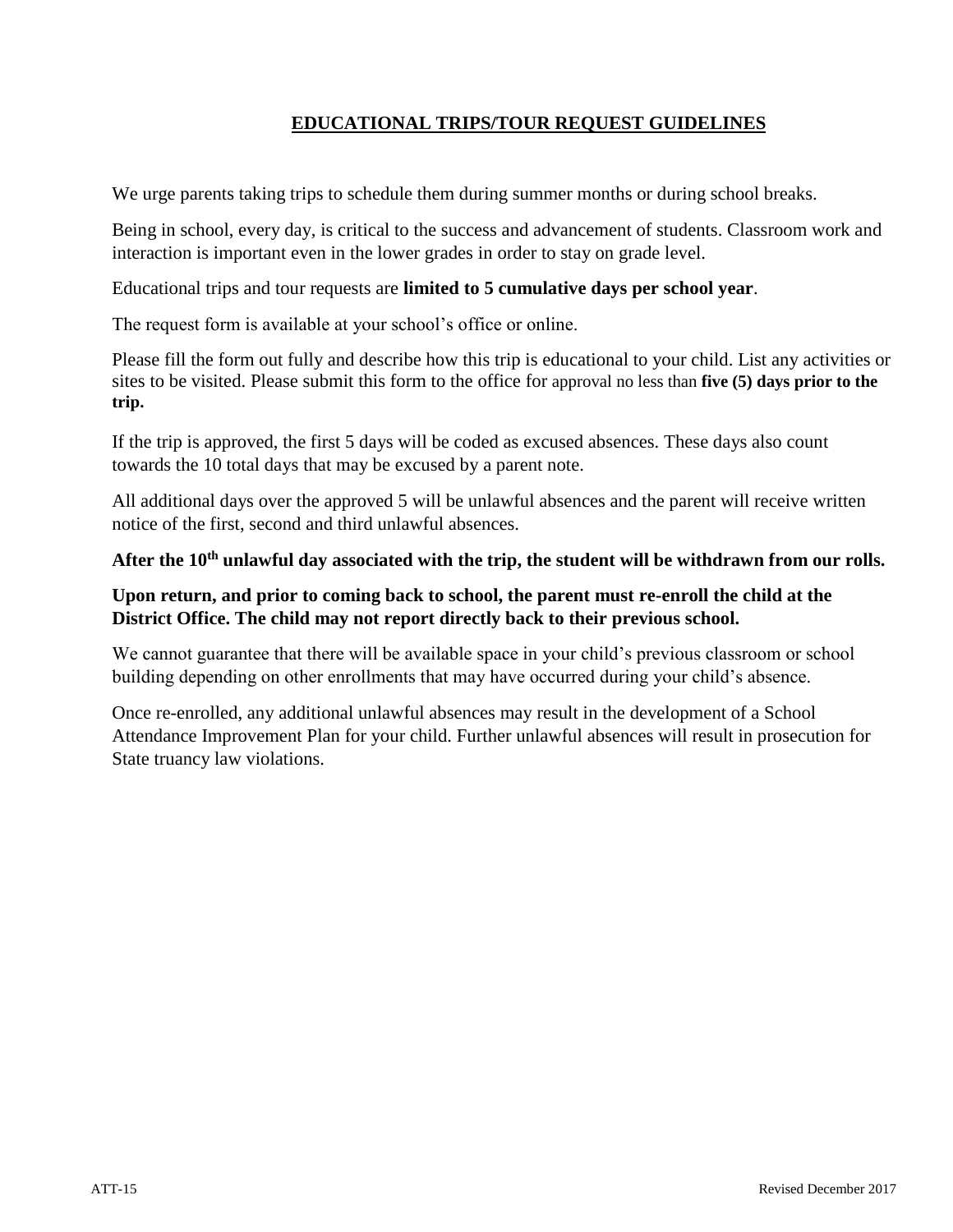## EDUCATIONAL TRIPS/TOUR REQUEST GUIDELINES

We urge parents taking trips to schedule them during summer months or during school breaks.

Being in school, every day, is critical to the success and advancement of students. Classroom work and interaction is important even in the lower grades in order to stay on grade level.

Educational trips and tour requests are **limited to 5 cumulative days per school year**.

The request form is available at your school's office or online.

Please fill the form out fully and describe how this trip is educational to your child. List any activities or sites to be visited. Please submit this form to the office for approval no less than **five (5) days prior to the trip.**

If the trip is approved, the first 5 days will be coded as excused absences. These days also count towards the 10 total days that may be excused by a parent note.

All additional days over the approved 5 will be unlawful absences and the parent will receive written notice of the first, second and third unlawful absences.

**After the 10th unlawful day associated with the trip, the student will be withdrawn from our rolls.**

**Upon return, and prior to coming back to school, the parent must re-enroll the child at the District Office. The child may not report directly back to their previous school.**

We cannot guarantee that there will be available space in your child's previous classroom or school building depending on other enrollments that may have occurred during your child's absence.

Once re-enrolled, any additional unlawful absences may result in the development of a School Attendance Improvement Plan for your child. Further unlawful absences will result in prosecution for State truancy law violations.

ATT-15 Revised December 2017